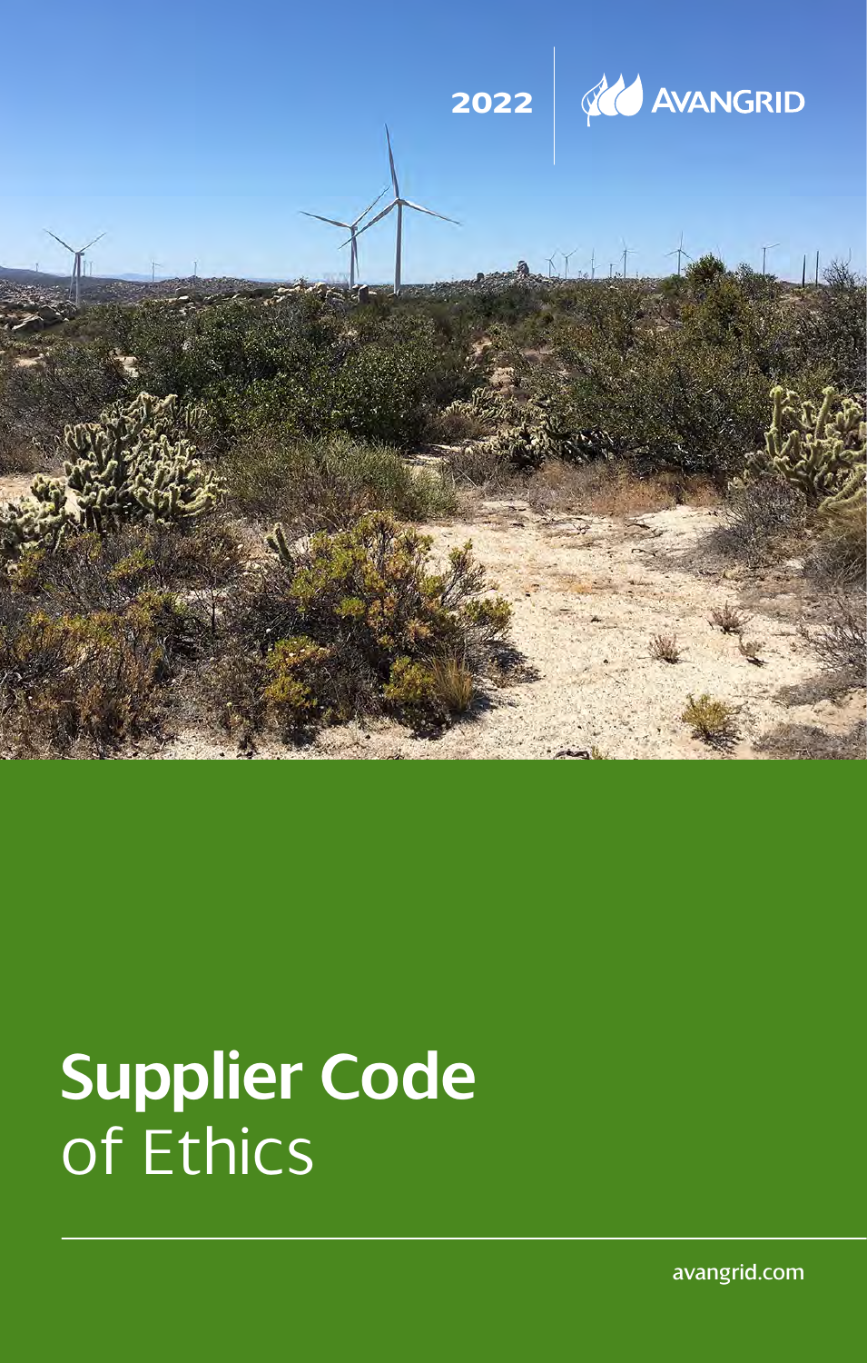2022

AVANGRID

# Supplier Code of Ethics

avangrid.com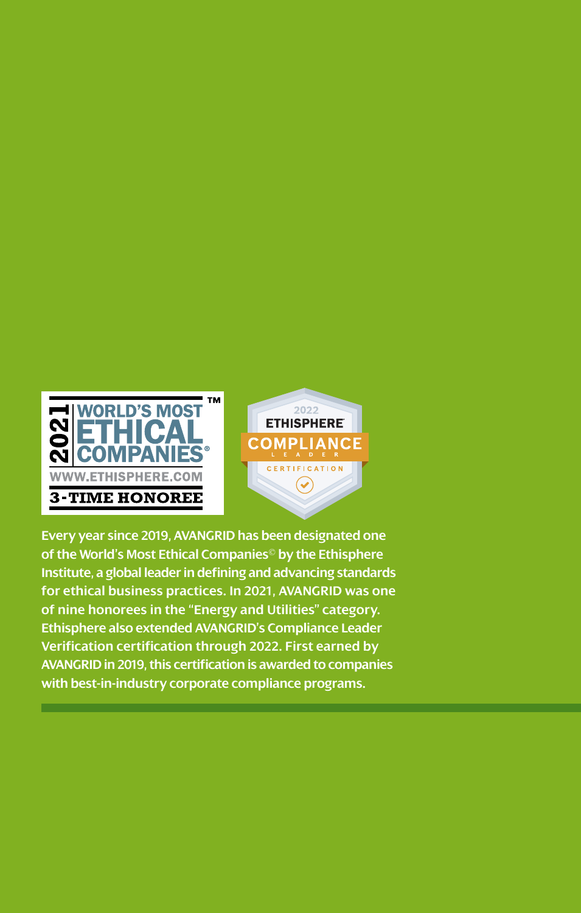Every year since 2019, AVANGRID has been designated one of the World's Most Ethical Companies© by the Ethisphere Institute, a global leader in defining and advancing standards for ethical business practices. In 2021, AVANGRID was one of nine honorees in the "Energy and Utilities" category. Ethisphere also extended AVANGRID's Compliance Leader Verification certification through 2022. First earned by AVANGRID in 2019, this certification is awarded to companies with best-in-industry corporate compliance programs.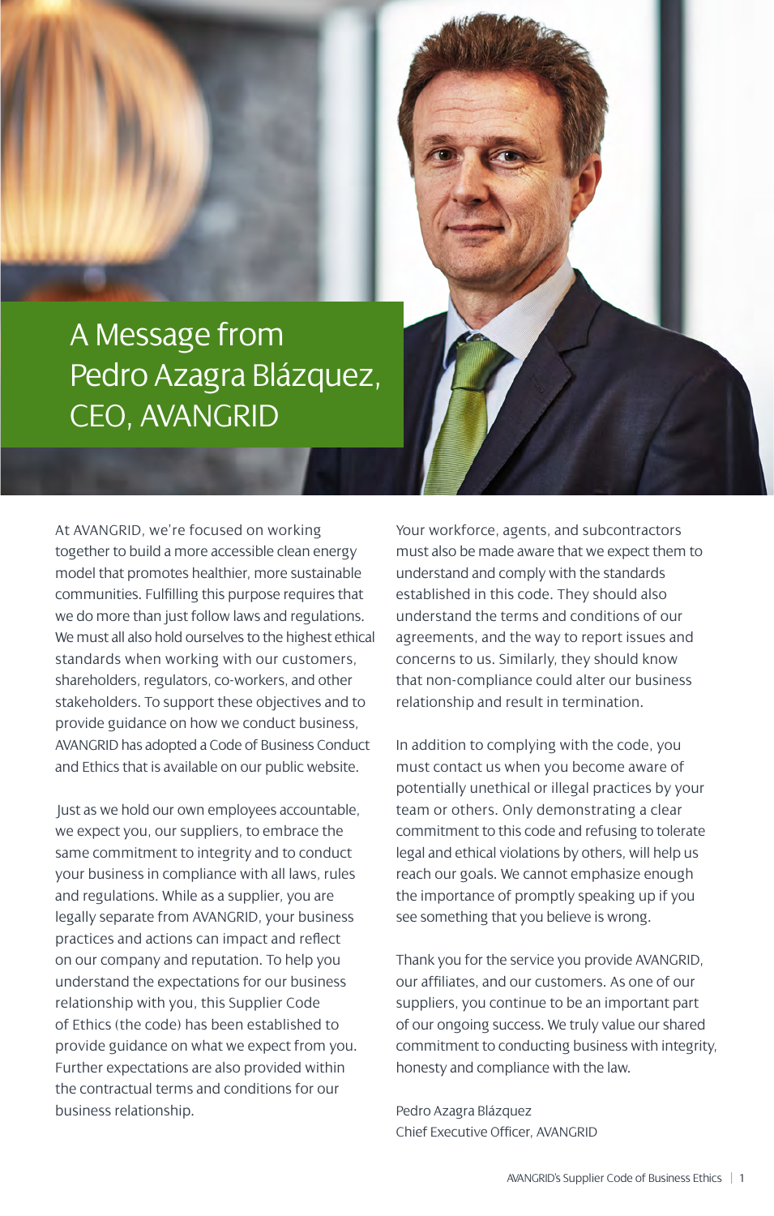# A Message from Pedro Azagra Blázquez, CEO, AVANGRID

At AVANGRID, we're focused on working together to build a more accessible clean energy model that promotes healthier, more sustainable communities. Fulfilling this purpose requires that we do more than just follow laws and regulations. We must all also hold ourselves to the highest ethical standards when working with our customers, shareholders, regulators, co-workers, and other stakeholders. To support these objectives and to provide guidance on how we conduct business, AVANGRID has adopted a Code of Business Conduct and Ethics that is available on our public website.

Just as we hold our own employees accountable, we expect you, our suppliers, to embrace the same commitment to integrity and to conduct your business in compliance with all laws, rules and regulations. While as a supplier, you are legally separate from AVANGRID, your business practices and actions can impact and reflect on our company and reputation. To help you understand the expectations for our business relationship with you, this Supplier Code of Ethics (the code) has been established to provide guidance on what we expect from you. Further expectations are also provided within the contractual terms and conditions for our business relationship.

Your workforce, agents, and subcontractors must also be made aware that we expect them to understand and comply with the standards established in this code. They should also understand the terms and conditions of our agreements, and the way to report issues and concerns to us. Similarly, they should know that non-compliance could alter our business relationship and result in termination.

In addition to complying with the code, you must contact us when you become aware of potentially unethical or illegal practices by your team or others. Only demonstrating a clear commitment to this code and refusing to tolerate legal and ethical violations by others, will help us reach our goals. We cannot emphasize enough the importance of promptly speaking up if you see something that you believe is wrong.

Thank you for the service you provide AVANGRID, our affiliates, and our customers. As one of our suppliers, you continue to be an important part of our ongoing success. We truly value our shared commitment to conducting business with integrity, honesty and compliance with the law.

Pedro Azagra Blázquez
Chief Executive Officer, AVANGRID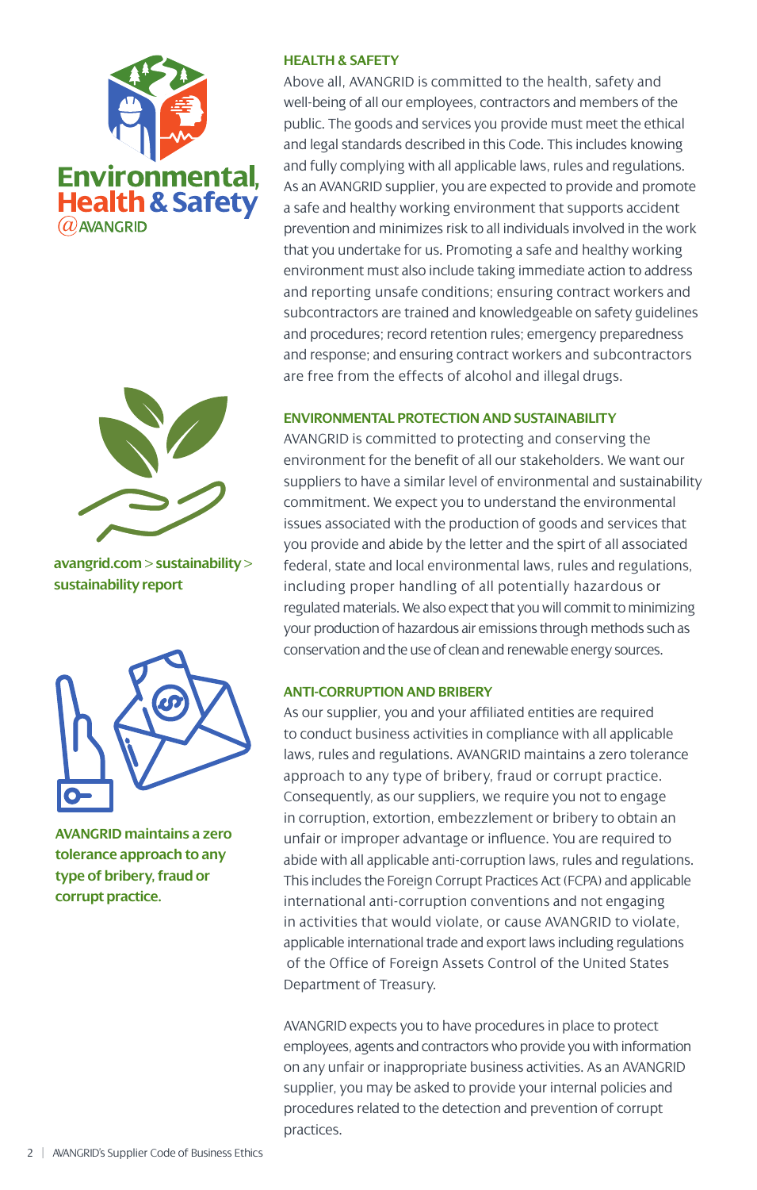Environmental, Health & Safety @AVANGRID

## HEALTH & SAFETY

Above all, AVANGRID is committed to the health, safety and well-being of all our employees, contractors and members of the public. The goods and services you provide must meet the ethical and legal standards described in this Code. This includes knowing and fully complying with all applicable laws, rules and regulations. As an AVANGRID supplier, you are expected to provide and promote a safe and healthy working environment that supports accident prevention and minimizes risk to all individuals involved in the work that you undertake for us. Promoting a safe and healthy working environment must also include taking immediate action to address and reporting unsafe conditions; ensuring contract workers and subcontractors are trained and knowledgeable on safety guidelines and procedures; record retention rules; emergency preparedness and response; and ensuring contract workers and subcontractors are free from the effects of alcohol and illegal drugs.

## ENVIRONMENTAL PROTECTION AND SUSTAINABILITY

AVANGRID is committed to protecting and conserving the environment for the benefit of all our stakeholders. We want our suppliers to have a similar level of environmental and sustainability commitment. We expect you to understand the environmental issues associated with the production of goods and services that you provide and abide by the letter and the spirt of all associated federal, state and local environmental laws, rules and regulations, including proper handling of all potentially hazardous or regulated materials. We also expect that you will commit to minimizing your production of hazardous air emissions through methods such as conservation and the use of clean and renewable energy sources.

**avangrid.com > sustainability > sustainability report**

## ANTI-CORRUPTION AND BRIBERY

As our supplier, you and your affiliated entities are required to conduct business activities in compliance with all applicable laws, rules and regulations. AVANGRID maintains a zero tolerance approach to any type of bribery, fraud or corrupt practice. Consequently, as our suppliers, we require you not to engage in corruption, extortion, embezzlement or bribery to obtain an unfair or improper advantage or influence. You are required to abide with all applicable anti-corruption laws, rules and regulations. This includes the Foreign Corrupt Practices Act (FCPA) and applicable international anti-corruption conventions and not engaging in activities that would violate, or cause AVANGRID to violate, applicable international trade and export laws including regulations of the Office of Foreign Assets Control of the United States Department of Treasury.

**AVANGRID maintains a zero tolerance approach to any type of bribery, fraud or corrupt practice.**

AVANGRID expects you to have procedures in place to protect employees, agents and contractors who provide you with information on any unfair or inappropriate business activities. As an AVANGRID supplier, you may be asked to provide your internal policies and procedures related to the detection and prevention of corrupt practices.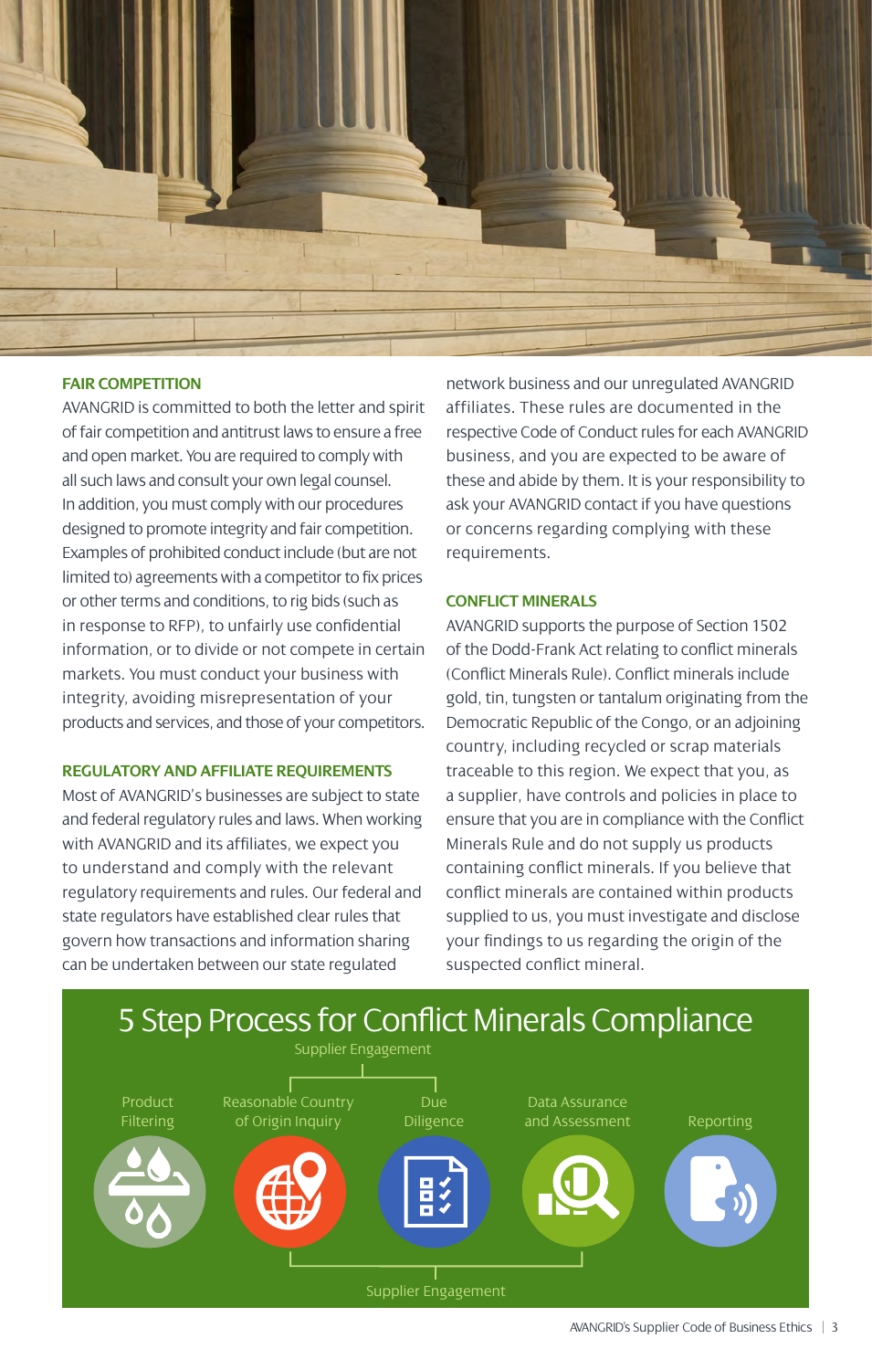## FAIR COMPETITION

AVANGRID is committed to both the letter and spirit of fair competition and antitrust laws to ensure a free and open market. You are required to comply with all such laws and consult your own legal counsel. In addition, you must comply with our procedures designed to promote integrity and fair competition. Examples of prohibited conduct include (but are not limited to) agreements with a competitor to fix prices or other terms and conditions, to rig bids (such as in response to RFP), to unfairly use confidential information, or to divide or not compete in certain markets. You must conduct your business with integrity, avoiding misrepresentation of your products and services, and those of your competitors.

## REGULATORY AND AFFILIATE REQUIREMENTS

Most of AVANGRID's businesses are subject to state and federal regulatory rules and laws. When working with AVANGRID and its affiliates, we expect you to understand and comply with the relevant regulatory requirements and rules. Our federal and state regulators have established clear rules that govern how transactions and information sharing can be undertaken between our state regulated network business and our unregulated AVANGRID affiliates. These rules are documented in the respective Code of Conduct rules for each AVANGRID business, and you are expected to be aware of these and abide by them. It is your responsibility to ask your AVANGRID contact if you have questions or concerns regarding complying with these requirements.

## CONFLICT MINERALS

AVANGRID supports the purpose of Section 1502 of the Dodd-Frank Act relating to conflict minerals (Conflict Minerals Rule). Conflict minerals include gold, tin, tungsten or tantalum originating from the Democratic Republic of the Congo, or an adjoining country, including recycled or scrap materials traceable to this region. We expect that you, as a supplier, have controls and policies in place to ensure that you are in compliance with the Conflict Minerals Rule and do not supply us products containing conflict minerals. If you believe that conflict minerals are contained within products supplied to us, you must investigate and disclose your findings to us regarding the origin of the suspected conflict mineral.

## 5 Step Process for Conflict Minerals Compliance

Supplier Engagement

1. Product Filtering
2. Reasonable Country of Origin Inquiry
3. Due Diligence
4. Data Assurance and Assessment
5. Reporting

Supplier Engagement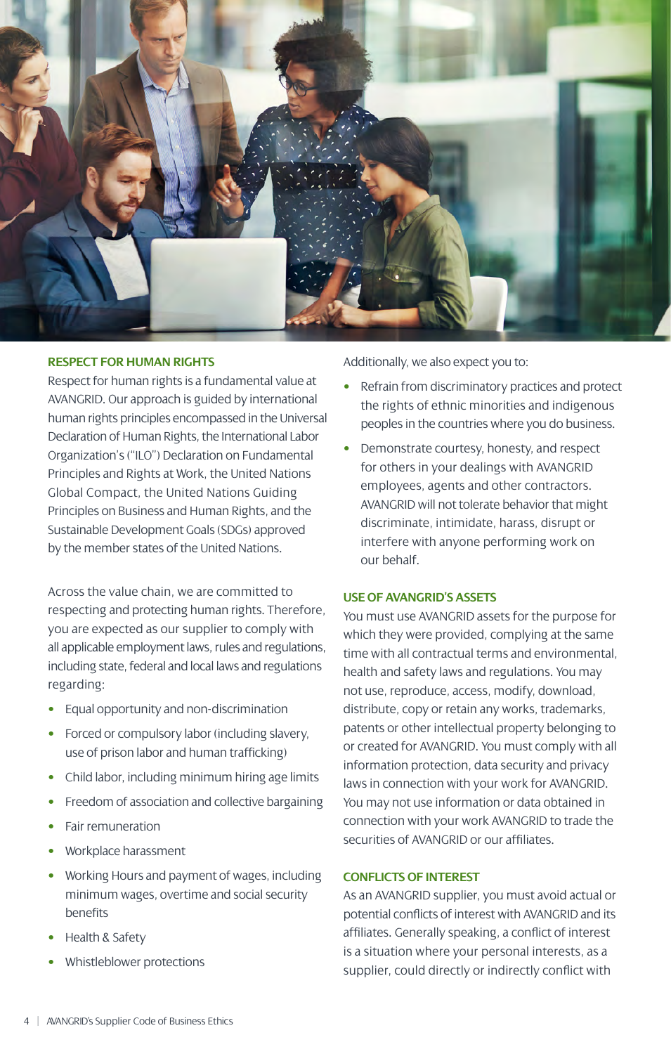## RESPECT FOR HUMAN RIGHTS

Respect for human rights is a fundamental value at AVANGRID. Our approach is guided by international human rights principles encompassed in the Universal Declaration of Human Rights, the International Labor Organization's ("ILO") Declaration on Fundamental Principles and Rights at Work, the United Nations Global Compact, the United Nations Guiding Principles on Business and Human Rights, and the Sustainable Development Goals (SDGs) approved by the member states of the United Nations.

Across the value chain, we are committed to respecting and protecting human rights. Therefore, you are expected as our supplier to comply with all applicable employment laws, rules and regulations, including state, federal and local laws and regulations regarding:

- Equal opportunity and non-discrimination
- Forced or compulsory labor (including slavery, use of prison labor and human trafficking)
- Child labor, including minimum hiring age limits
- Freedom of association and collective bargaining
- Fair remuneration
- Workplace harassment
- Working Hours and payment of wages, including minimum wages, overtime and social security benefits
- Health & Safety
- Whistleblower protections

Additionally, we also expect you to:

- Refrain from discriminatory practices and protect the rights of ethnic minorities and indigenous peoples in the countries where you do business.
- Demonstrate courtesy, honesty, and respect for others in your dealings with AVANGRID employees, agents and other contractors. AVANGRID will not tolerate behavior that might discriminate, intimidate, harass, disrupt or interfere with anyone performing work on our behalf.

## USE OF AVANGRID'S ASSETS

You must use AVANGRID assets for the purpose for which they were provided, complying at the same time with all contractual terms and environmental, health and safety laws and regulations. You may not use, reproduce, access, modify, download, distribute, copy or retain any works, trademarks, patents or other intellectual property belonging to or created for AVANGRID. You must comply with all information protection, data security and privacy laws in connection with your work for AVANGRID. You may not use information or data obtained in connection with your work AVANGRID to trade the securities of AVANGRID or our affiliates.

## CONFLICTS OF INTEREST

As an AVANGRID supplier, you must avoid actual or potential conflicts of interest with AVANGRID and its affiliates. Generally speaking, a conflict of interest is a situation where your personal interests, as a supplier, could directly or indirectly conflict with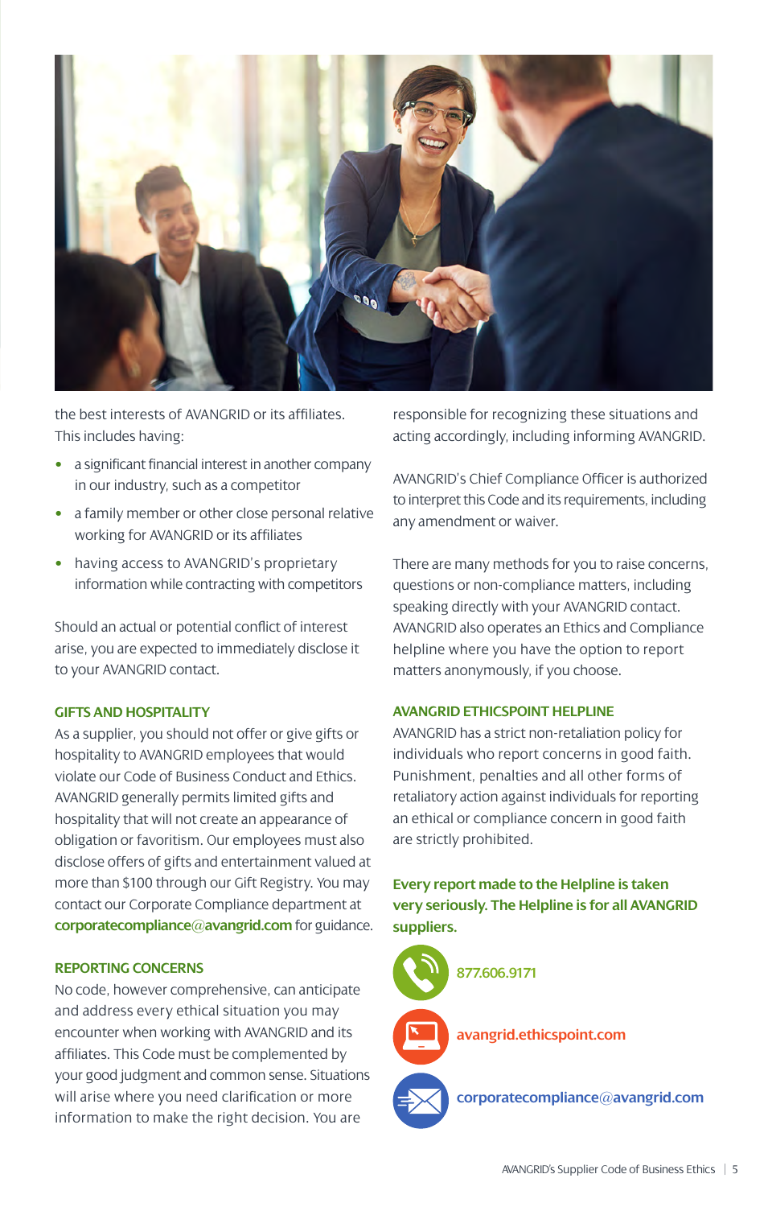the best interests of AVANGRID or its affiliates. This includes having:

- a significant financial interest in another company in our industry, such as a competitor
- a family member or other close personal relative working for AVANGRID or its affiliates
- having access to AVANGRID's proprietary information while contracting with competitors

Should an actual or potential conflict of interest arise, you are expected to immediately disclose it to your AVANGRID contact.

### GIFTS AND HOSPITALITY

As a supplier, you should not offer or give gifts or hospitality to AVANGRID employees that would violate our Code of Business Conduct and Ethics. AVANGRID generally permits limited gifts and hospitality that will not create an appearance of obligation or favoritism. Our employees must also disclose offers of gifts and entertainment valued at more than $100 through our Gift Registry. You may contact our Corporate Compliance department at **corporatecompliance@avangrid.com** for guidance.

### REPORTING CONCERNS

No code, however comprehensive, can anticipate and address every ethical situation you may encounter when working with AVANGRID and its affiliates. This Code must be complemented by your good judgment and common sense. Situations will arise where you need clarification or more information to make the right decision. You are responsible for recognizing these situations and acting accordingly, including informing AVANGRID.

AVANGRID's Chief Compliance Officer is authorized to interpret this Code and its requirements, including any amendment or waiver.

There are many methods for you to raise concerns, questions or non-compliance matters, including speaking directly with your AVANGRID contact. AVANGRID also operates an Ethics and Compliance helpline where you have the option to report matters anonymously, if you choose.

### AVANGRID ETHICSPOINT HELPLINE

AVANGRID has a strict non-retaliation policy for individuals who report concerns in good faith. Punishment, penalties and all other forms of retaliatory action against individuals for reporting an ethical or compliance concern in good faith are strictly prohibited.

**Every report made to the Helpline is taken very seriously. The Helpline is for all AVANGRID suppliers.**

**877.606.9171**

**avangrid.ethicspoint.com**

**corporatecompliance@avangrid.com**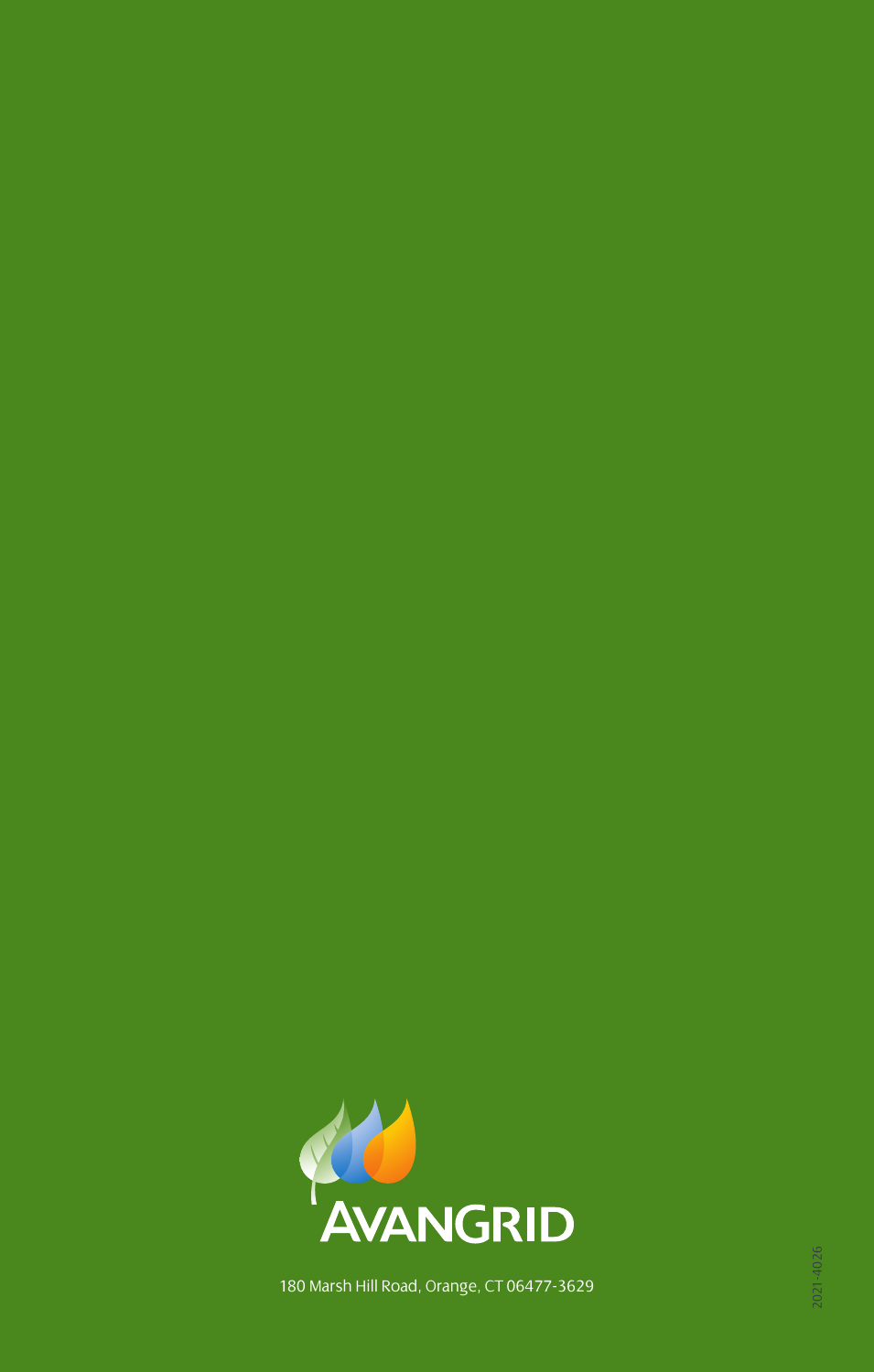AVANGRID

180 Marsh Hill Road, Orange, CT 06477-3629

2021-4026